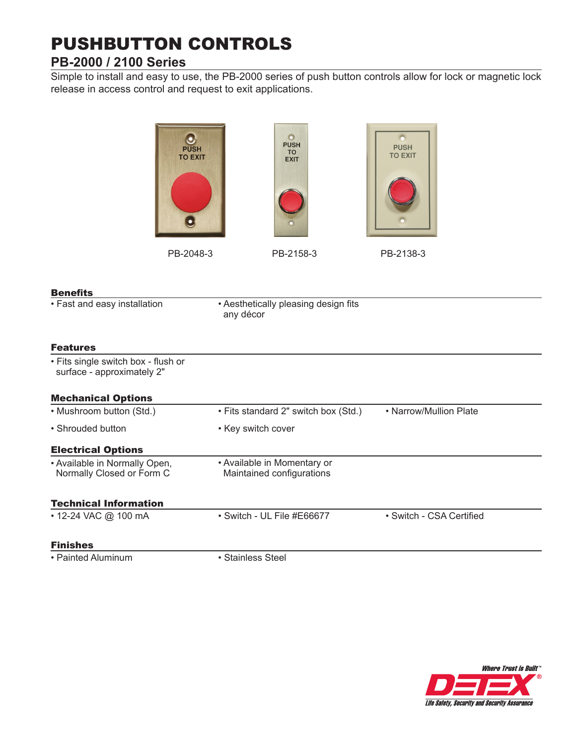# PUSHBUTTON CONTROLS

## PB-2000 / 2100 Series

Simple to install and easy to use, the PB-2000 series of push button controls allow for lock or magnetic lock release in access control and request to exit applications.

PB-2048-3 PB-2158-3 PB-2138-3

### Benefits

- Fast and easy installation
- Aesthetically pleasing design fits any décor

### Features

- Fits single switch box - flush or surface - approximately 2"

### Mechanical Options

- Mushroom button (Std.)
- Shrouded button
- Fits standard 2" switch box (Std.)
- Key switch cover
- Narrow/Mullion Plate

### Electrical Options

- Available in Normally Open, Normally Closed or Form C
- Available in Momentary or Maintained configurations

### Technical Information

- 12-24 VAC @ 100 mA
- Switch - UL File #E66677
- Switch - CSA Certified

### Finishes

- Painted Aluminum
- Stainless Steel

Where Trust is Built™

DETEX®

Life Safety, Security and Security Assurance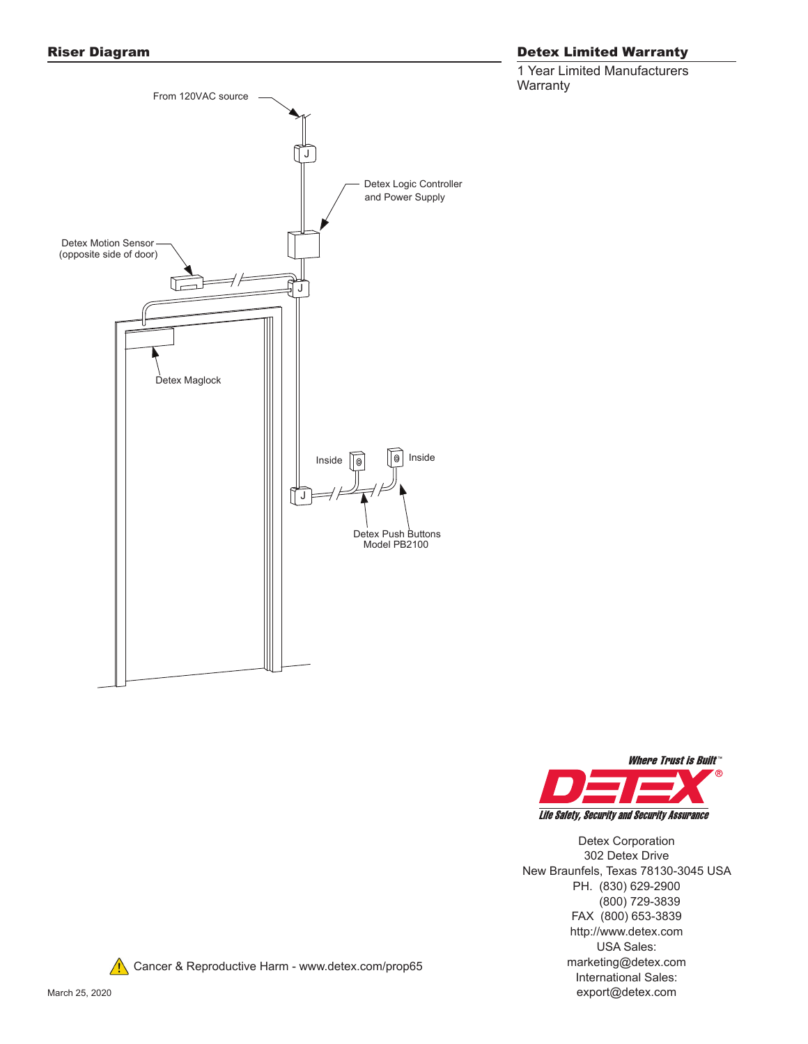## Riser Diagram

From 120VAC source

J

Detex Logic Controller and Power Supply

Detex Motion Sensor (opposite side of door)

J

Detex Maglock

Inside

Inside

J

Detex Push Buttons Model PB2100

## Detex Limited Warranty

1 Year Limited Manufacturers Warranty

*Where Trust is Built*™

DETEX®

*Life Safety, Security and Security Assurance*

Detex Corporation
302 Detex Drive
New Braunfels, Texas 78130-3045 USA
PH. (830) 629-2900
(800) 729-3839
FAX (800) 653-3839
http://www.detex.com
USA Sales:
marketing@detex.com
International Sales:
export@detex.com

⚠ Cancer & Reproductive Harm - www.detex.com/prop65

March 25, 2020